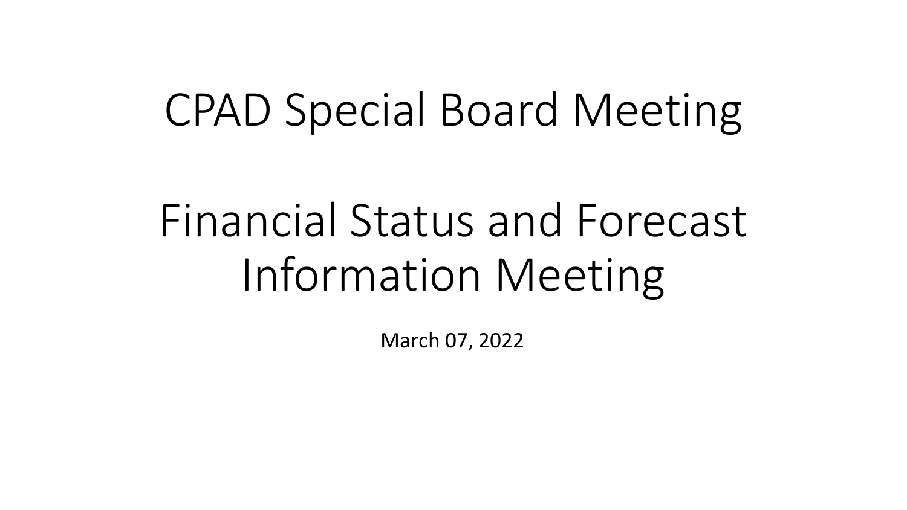# CPAD Special Board Meeting

# Financial Status and Forecast Information Meeting

March 07, 2022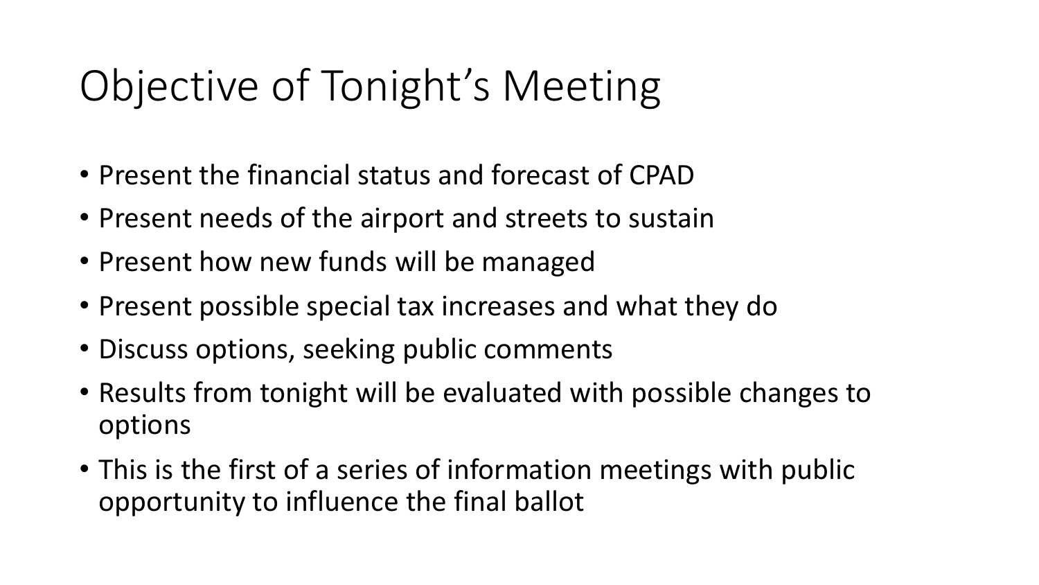# Objective of Tonight's Meeting

- Present the financial status and forecast of CPAD
- Present needs of the airport and streets to sustain
- Present how new funds will be managed
- Present possible special tax increases and what they do
- Discuss options, seeking public comments
- Results from tonight will be evaluated with possible changes to options
- This is the first of a series of information meetings with public opportunity to influence the final ballot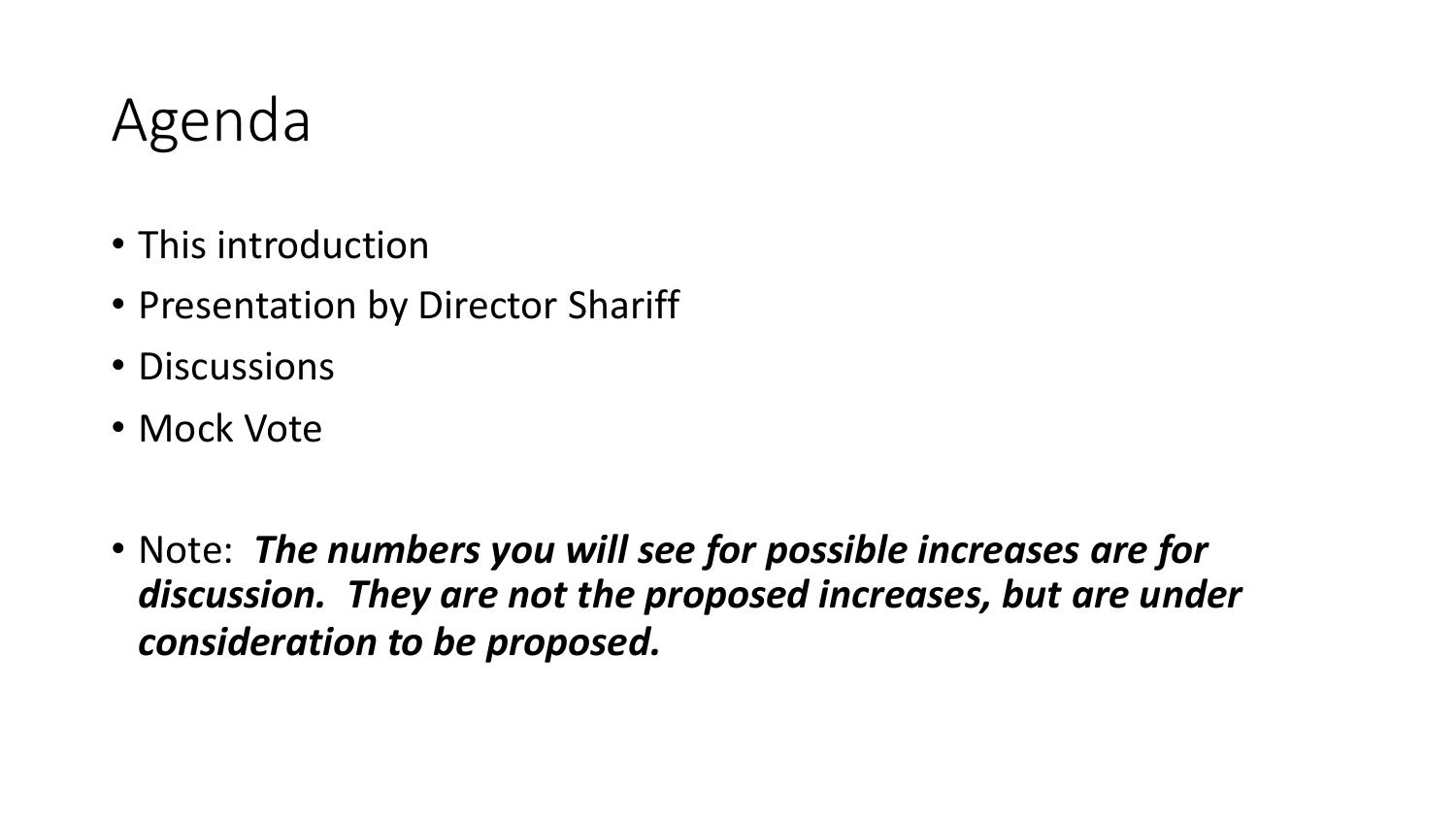# Agenda

- This introduction
- Presentation by Director Shariff
- Discussions
- Mock Vote

- Note: ***The numbers you will see for possible increases are for discussion. They are not the proposed increases, but are under consideration to be proposed.***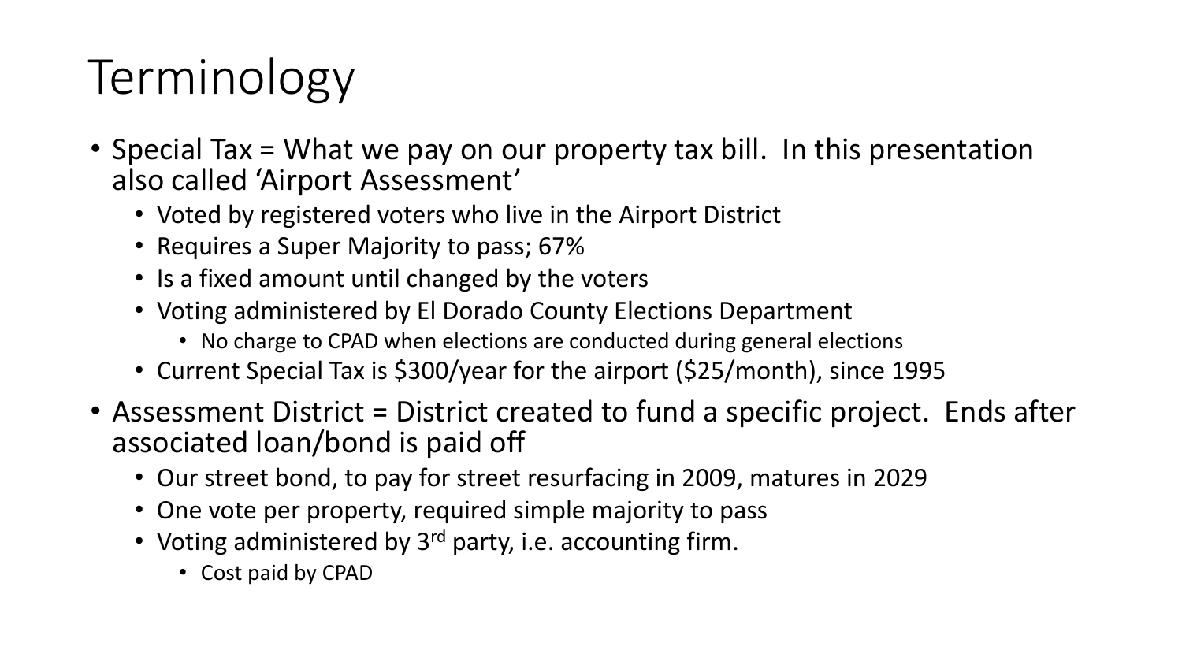# Terminology

- Special Tax = What we pay on our property tax bill. In this presentation also called 'Airport Assessment'
  - Voted by registered voters who live in the Airport District
  - Requires a Super Majority to pass; 67%
  - Is a fixed amount until changed by the voters
  - Voting administered by El Dorado County Elections Department
    - No charge to CPAD when elections are conducted during general elections
  - Current Special Tax is $300/year for the airport ($25/month), since 1995
- Assessment District = District created to fund a specific project. Ends after associated loan/bond is paid off
  - Our street bond, to pay for street resurfacing in 2009, matures in 2029
  - One vote per property, required simple majority to pass
  - Voting administered by 3rd party, i.e. accounting firm.
    - Cost paid by CPAD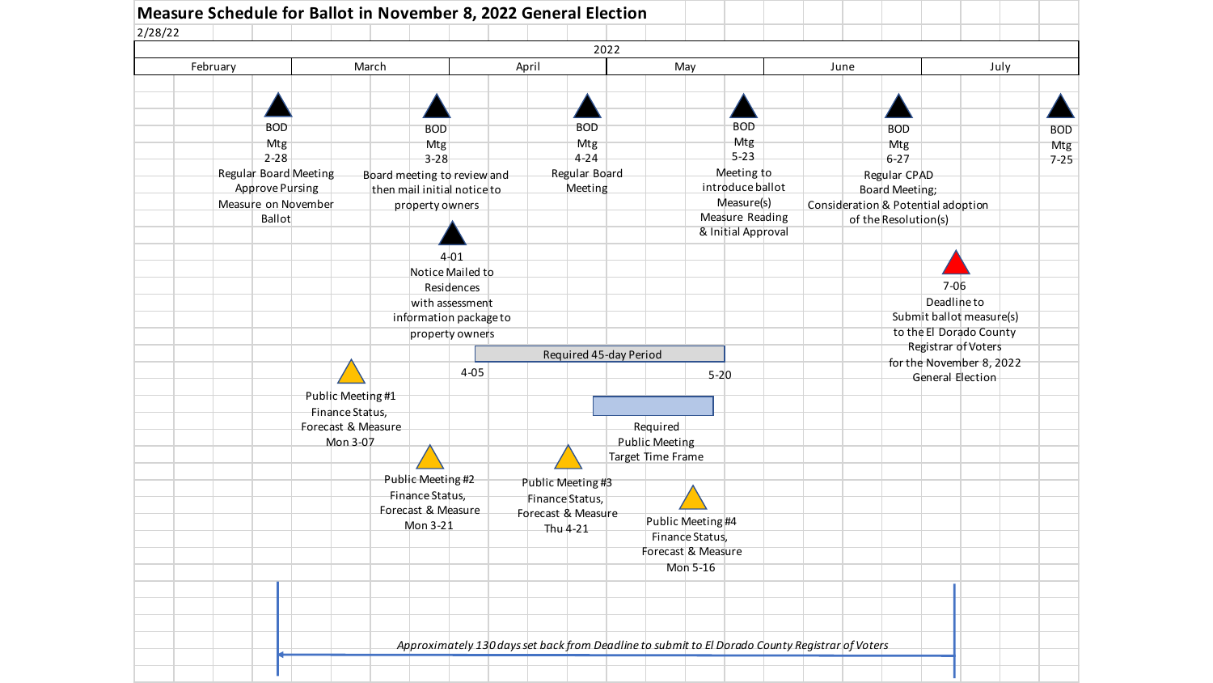# Measure Schedule for Ballot in November 8, 2022 General Election

2/28/22

2022

| February | March | April | May | June | July |
|---|---|---|---|---|---|

**BOD Mtg 2-28** – Regular Board Meeting Approve Pursing Measure on November Ballot

**BOD Mtg 3-28** – Board meeting to review and then mail initial notice to property owners

**BOD Mtg 4-24** – Regular Board Meeting

**BOD Mtg 5-23** – Meeting to introduce ballot Measure(s) Measure Reading & Initial Approval

**BOD Mtg 6-27** – Regular CPAD Board Meeting; Consideration & Potential adoption of the Resolution(s)

**BOD Mtg 7-25**

**4-01** – Notice Mailed to Residences with assessment information package to property owners

**7-06** – Deadline to Submit ballot measure(s) to the El Dorado County Registrar of Voters for the November 8, 2022 General Election

Required 45-day Period: 4-05 to 5-20

Required Public Meeting Target Time Frame

**Public Meeting #1** – Finance Status, Forecast & Measure – Mon 3-07

**Public Meeting #2** – Finance Status, Forecast & Measure – Mon 3-21

**Public Meeting #3** – Finance Status, Forecast & Measure – Thu 4-21

**Public Meeting #4** – Finance Status, Forecast & Measure – Mon 5-16

*Approximately 130 days set back from Deadline to submit to El Dorado County Registrar of Voters*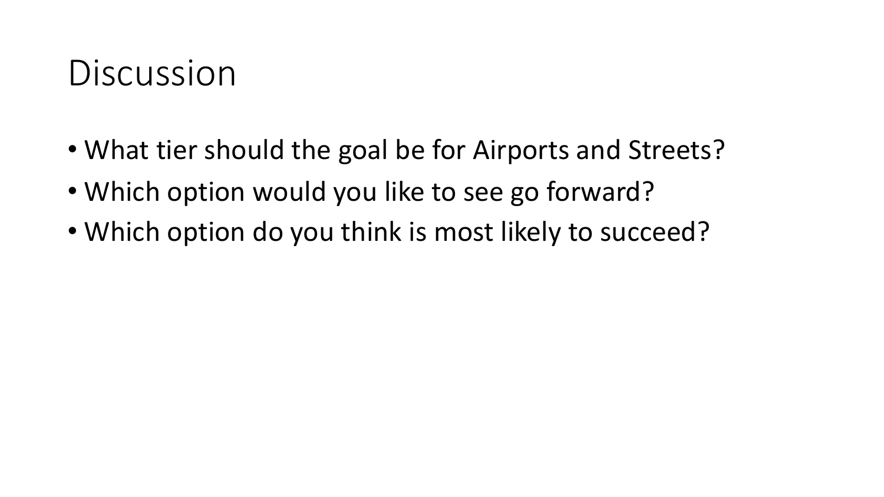# Discussion

- What tier should the goal be for Airports and Streets?
- Which option would you like to see go forward?
- Which option do you think is most likely to succeed?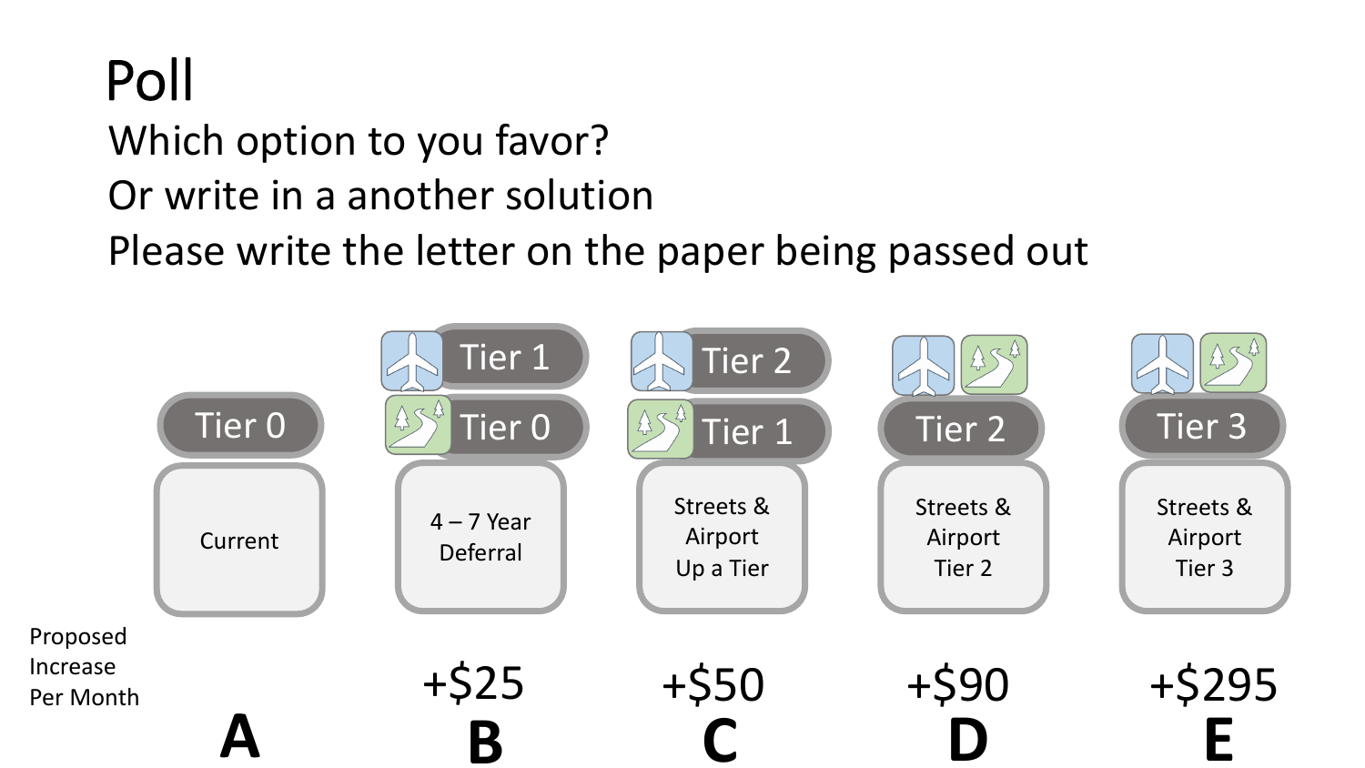# Poll

Which option to you favor?

Or write in a another solution

Please write the letter on the paper being passed out

| | A | B | C | D | E |
|---|---|---|---|---|---|
| Tiers | Tier 0 | Airport: Tier 1; Streets: Tier 0 | Airport: Tier 2; Streets: Tier 1 | Airport & Streets: Tier 2 | Airport & Streets: Tier 3 |
| Description | Current | 4 – 7 Year Deferral | Streets & Airport Up a Tier | Streets & Airport Tier 2 | Streets & Airport Tier 3 |
| Proposed Increase Per Month | | +$25 | +$50 | +$90 | +$295 |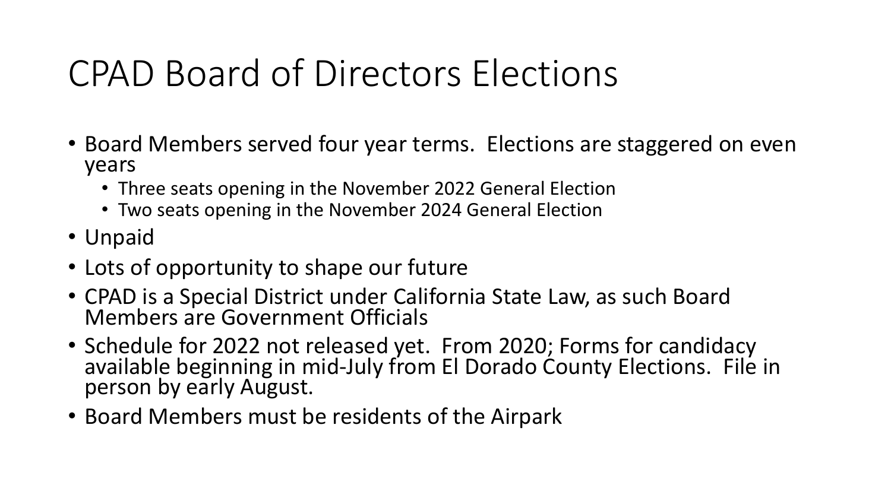# CPAD Board of Directors Elections

- Board Members served four year terms. Elections are staggered on even years
  - Three seats opening in the November 2022 General Election
  - Two seats opening in the November 2024 General Election
- Unpaid
- Lots of opportunity to shape our future
- CPAD is a Special District under California State Law, as such Board Members are Government Officials
- Schedule for 2022 not released yet. From 2020; Forms for candidacy available beginning in mid-July from El Dorado County Elections. File in person by early August.
- Board Members must be residents of the Airpark